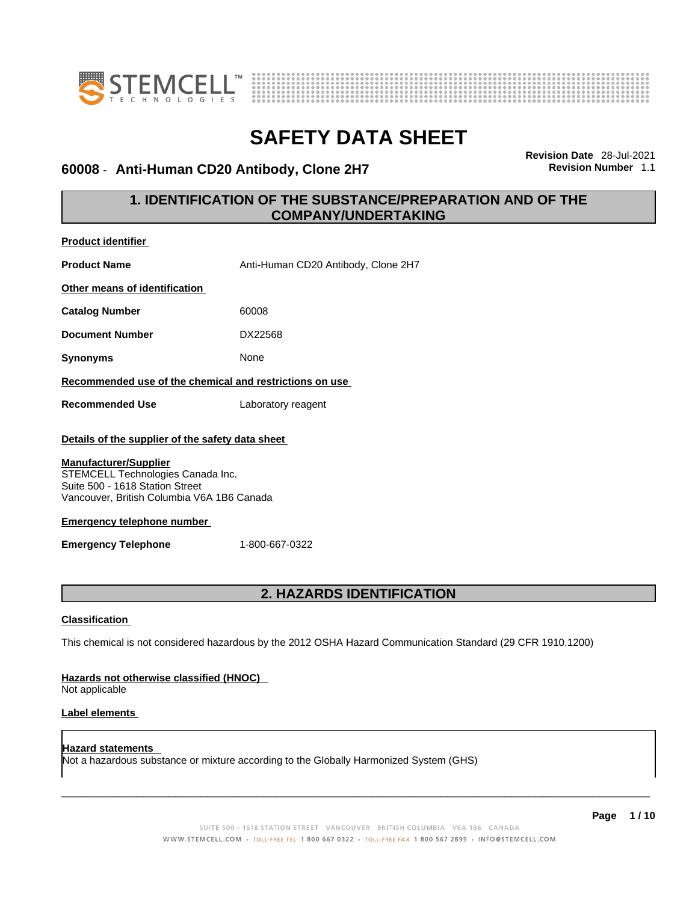# SAFETY DATA SHEET

## 60008 - Anti-Human CD20 Antibody, Clone 2H7

**Revision Date** 28-Jul-2021
**Revision Number** 1.1

## 1. IDENTIFICATION OF THE SUBSTANCE/PREPARATION AND OF THE COMPANY/UNDERTAKING

**Product identifier**

**Product Name** Anti-Human CD20 Antibody, Clone 2H7

**Other means of identification**

**Catalog Number** 60008

**Document Number** DX22568

**Synonyms** None

**Recommended use of the chemical and restrictions on use**

**Recommended Use** Laboratory reagent

**Details of the supplier of the safety data sheet**

**Manufacturer/Supplier**
STEMCELL Technologies Canada Inc.
Suite 500 - 1618 Station Street
Vancouver, British Columbia V6A 1B6 Canada

**Emergency telephone number**

**Emergency Telephone** 1-800-667-0322

## 2. HAZARDS IDENTIFICATION

**Classification**

This chemical is not considered hazardous by the 2012 OSHA Hazard Communication Standard (29 CFR 1910.1200)

**Hazards not otherwise classified (HNOC)**
Not applicable

**Label elements**

**Hazard statements**
Not a hazardous substance or mixture according to the Globally Harmonized System (GHS)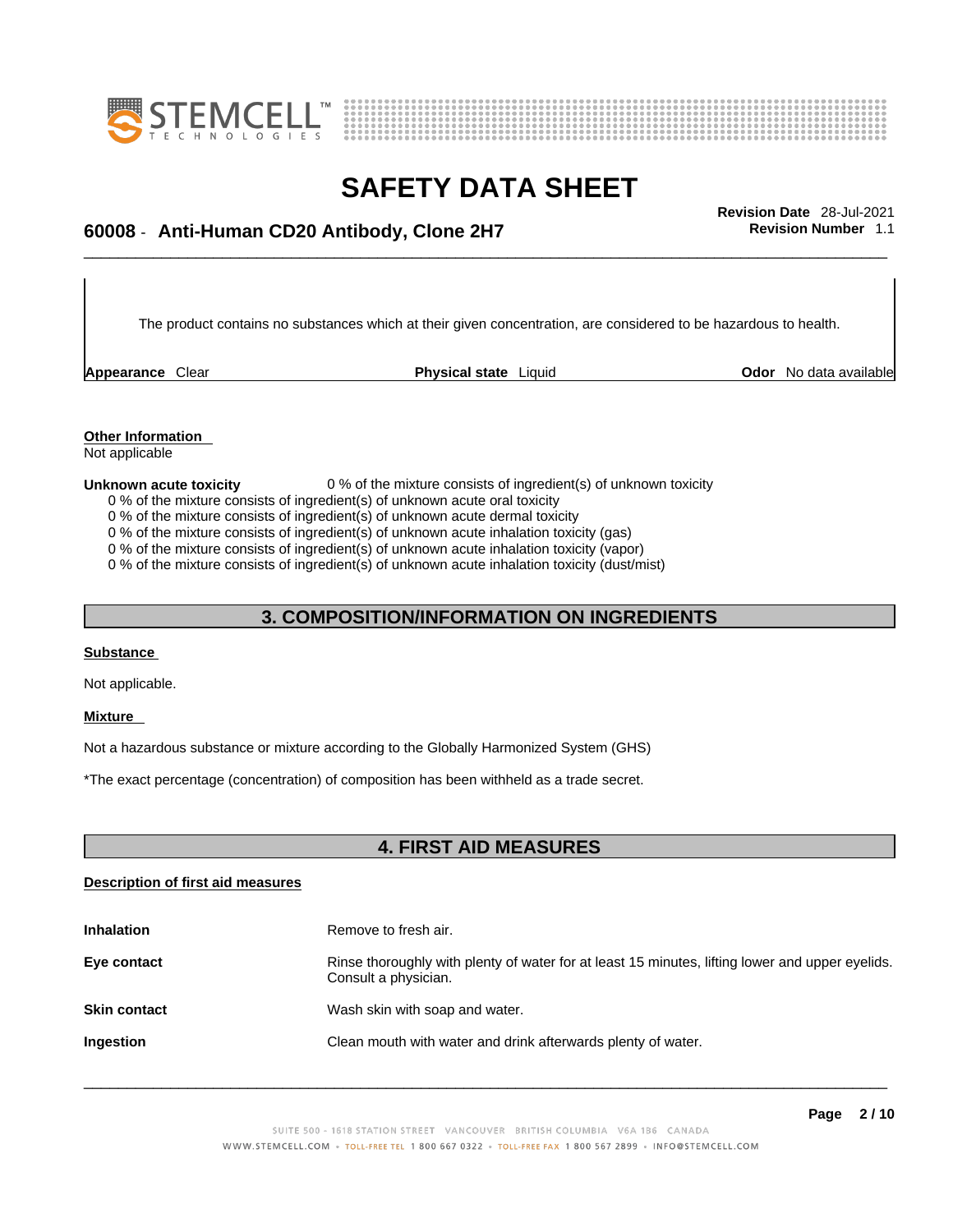The product contains no substances which at their given concentration, are considered to be hazardous to health.

| **Appearance** Clear | **Physical state** Liquid | **Odor** No data available |
|---|---|---|

**Other Information**

Not applicable

**Unknown acute toxicity** 0 % of the mixture consists of ingredient(s) of unknown toxicity

0 % of the mixture consists of ingredient(s) of unknown acute oral toxicity
0 % of the mixture consists of ingredient(s) of unknown acute dermal toxicity
0 % of the mixture consists of ingredient(s) of unknown acute inhalation toxicity (gas)
0 % of the mixture consists of ingredient(s) of unknown acute inhalation toxicity (vapor)
0 % of the mixture consists of ingredient(s) of unknown acute inhalation toxicity (dust/mist)

## 3. COMPOSITION/INFORMATION ON INGREDIENTS

**Substance**

Not applicable.

**Mixture**

Not a hazardous substance or mixture according to the Globally Harmonized System (GHS)

*The exact percentage (concentration) of composition has been withheld as a trade secret.

## 4. FIRST AID MEASURES

**Description of first aid measures**

| | |
|---|---|
| **Inhalation** | Remove to fresh air. |
| **Eye contact** | Rinse thoroughly with plenty of water for at least 15 minutes, lifting lower and upper eyelids. Consult a physician. |
| **Skin contact** | Wash skin with soap and water. |
| **Ingestion** | Clean mouth with water and drink afterwards plenty of water. |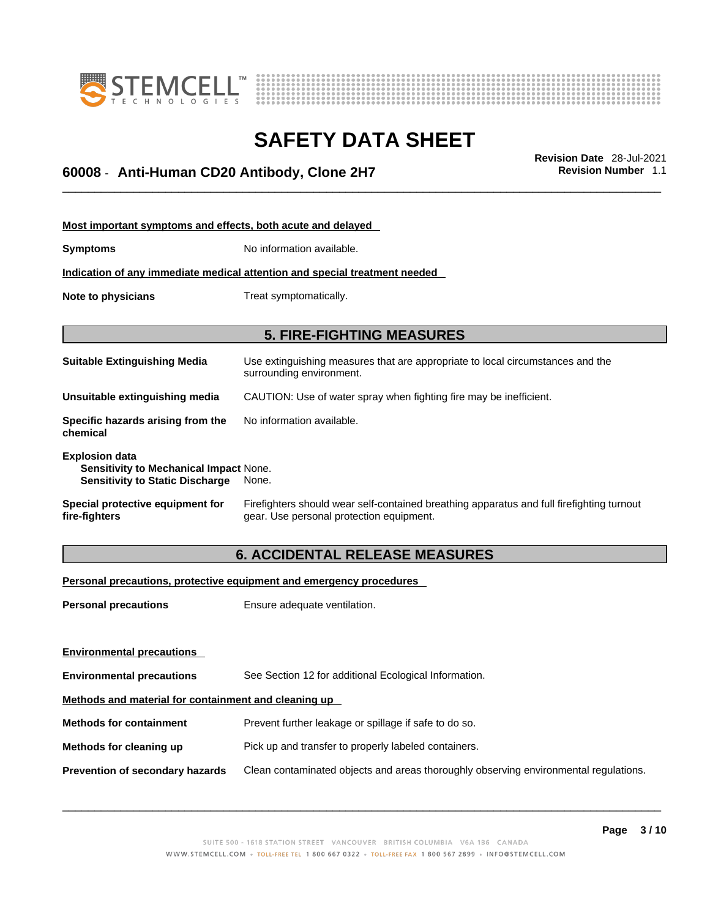**Most important symptoms and effects, both acute and delayed**

**Symptoms** No information available.

**Indication of any immediate medical attention and special treatment needed**

**Note to physicians** Treat symptomatically.

## 5. FIRE-FIGHTING MEASURES

**Suitable Extinguishing Media** Use extinguishing measures that are appropriate to local circumstances and the surrounding environment.

**Unsuitable extinguishing media** CAUTION: Use of water spray when fighting fire may be inefficient.

**Specific hazards arising from the chemical** No information available.

**Explosion data**
**Sensitivity to Mechanical Impact** None.
**Sensitivity to Static Discharge** None.

**Special protective equipment for fire-fighters** Firefighters should wear self-contained breathing apparatus and full firefighting turnout gear. Use personal protection equipment.

## 6. ACCIDENTAL RELEASE MEASURES

**Personal precautions, protective equipment and emergency procedures**

**Personal precautions** Ensure adequate ventilation.

**Environmental precautions**

**Environmental precautions** See Section 12 for additional Ecological Information.

**Methods and material for containment and cleaning up**

**Methods for containment** Prevent further leakage or spillage if safe to do so.

**Methods for cleaning up** Pick up and transfer to properly labeled containers.

**Prevention of secondary hazards** Clean contaminated objects and areas thoroughly observing environmental regulations.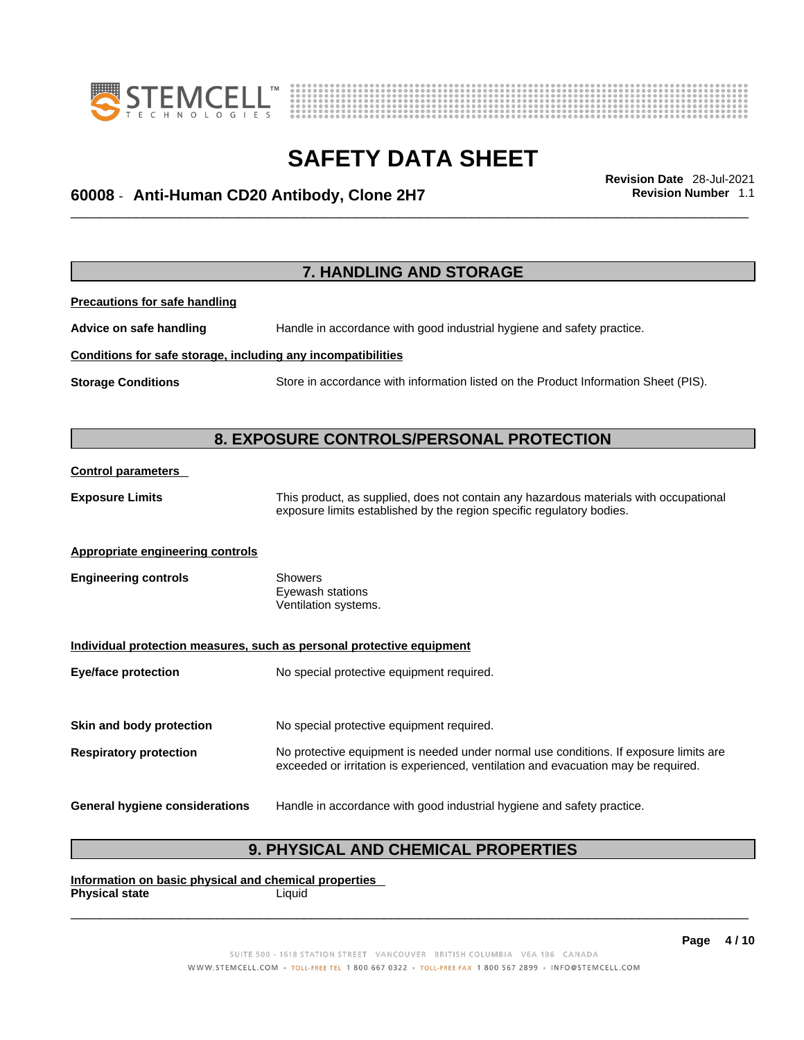## 7. HANDLING AND STORAGE

**Precautions for safe handling**

**Advice on safe handling** Handle in accordance with good industrial hygiene and safety practice.

**Conditions for safe storage, including any incompatibilities**

**Storage Conditions** Store in accordance with information listed on the Product Information Sheet (PIS).

## 8. EXPOSURE CONTROLS/PERSONAL PROTECTION

**Control parameters**

**Exposure Limits** This product, as supplied, does not contain any hazardous materials with occupational exposure limits established by the region specific regulatory bodies.

**Appropriate engineering controls**

**Engineering controls** Showers
Eyewash stations
Ventilation systems.

**Individual protection measures, such as personal protective equipment**

**Eye/face protection** No special protective equipment required.

**Skin and body protection** No special protective equipment required.

**Respiratory protection** No protective equipment is needed under normal use conditions. If exposure limits are exceeded or irritation is experienced, ventilation and evacuation may be required.

**General hygiene considerations** Handle in accordance with good industrial hygiene and safety practice.

## 9. PHYSICAL AND CHEMICAL PROPERTIES

**Information on basic physical and chemical properties**

**Physical state** Liquid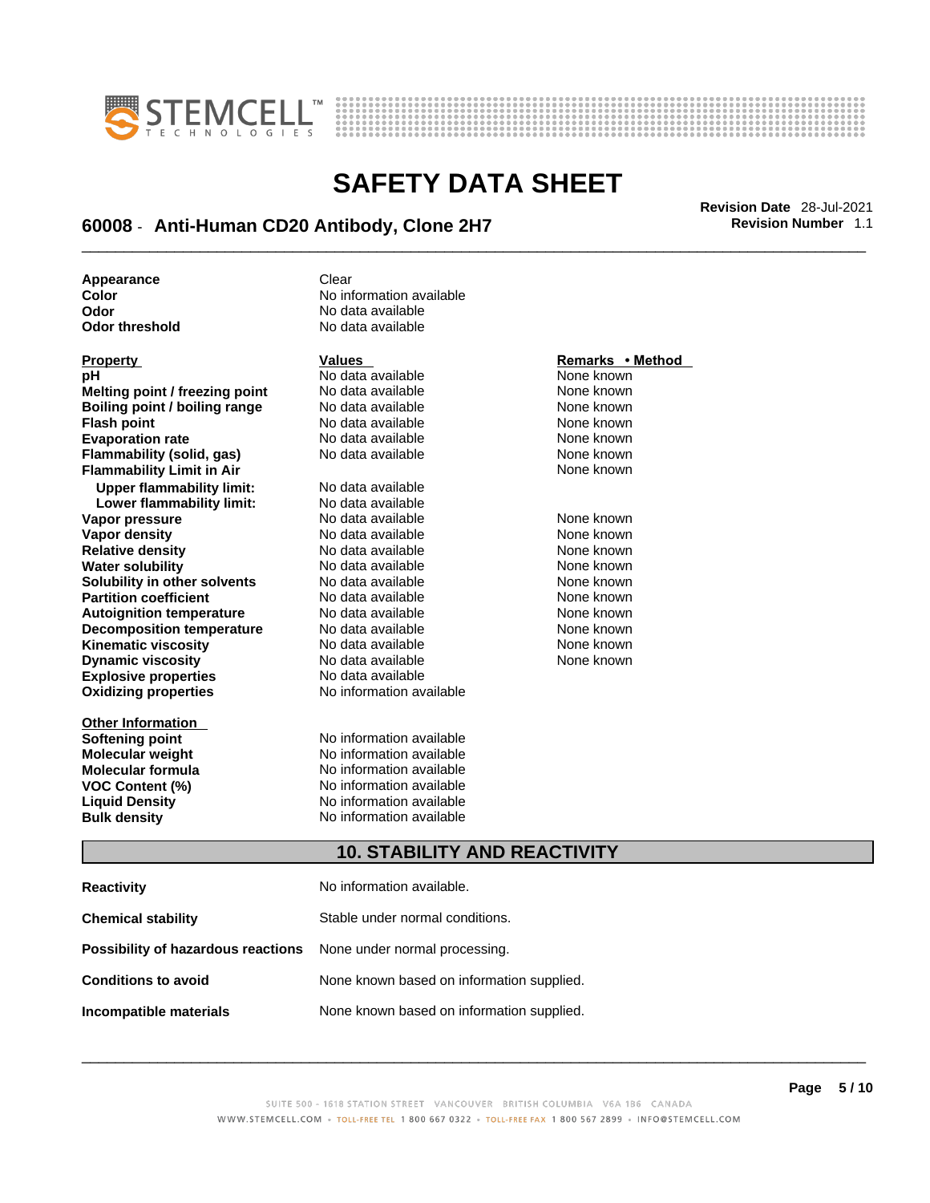| | |
|---|---|
| **Appearance** | Clear |
| **Color** | No information available |
| **Odor** | No data available |
| **Odor threshold** | No data available |

| Property | Values | Remarks • Method |
|---|---|---|
| **pH** | No data available | None known |
| **Melting point / freezing point** | No data available | None known |
| **Boiling point / boiling range** | No data available | None known |
| **Flash point** | No data available | None known |
| **Evaporation rate** | No data available | None known |
| **Flammability (solid, gas)** | No data available | None known |
| **Flammability Limit in Air** | | None known |
| **Upper flammability limit:** | No data available | |
| **Lower flammability limit:** | No data available | |
| **Vapor pressure** | No data available | None known |
| **Vapor density** | No data available | None known |
| **Relative density** | No data available | None known |
| **Water solubility** | No data available | None known |
| **Solubility in other solvents** | No data available | None known |
| **Partition coefficient** | No data available | None known |
| **Autoignition temperature** | No data available | None known |
| **Decomposition temperature** | No data available | None known |
| **Kinematic viscosity** | No data available | None known |
| **Dynamic viscosity** | No data available | None known |
| **Explosive properties** | No data available | |
| **Oxidizing properties** | No information available | |

| Other Information | |
|---|---|
| **Softening point** | No information available |
| **Molecular weight** | No information available |
| **Molecular formula** | No information available |
| **VOC Content (%)** | No information available |
| **Liquid Density** | No information available |
| **Bulk density** | No information available |

## 10. STABILITY AND REACTIVITY

| | |
|---|---|
| **Reactivity** | No information available. |
| **Chemical stability** | Stable under normal conditions. |
| **Possibility of hazardous reactions** | None under normal processing. |
| **Conditions to avoid** | None known based on information supplied. |
| **Incompatible materials** | None known based on information supplied. |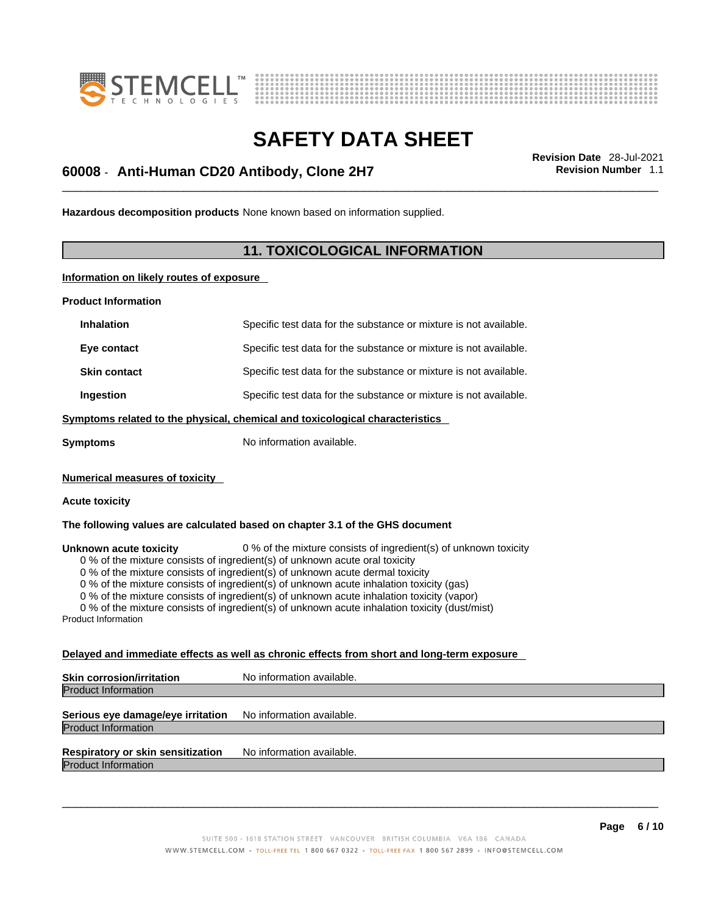**Hazardous decomposition products** None known based on information supplied.

## 11. TOXICOLOGICAL INFORMATION

**Information on likely routes of exposure**

**Product Information**

| | |
|---|---|
| **Inhalation** | Specific test data for the substance or mixture is not available. |
| **Eye contact** | Specific test data for the substance or mixture is not available. |
| **Skin contact** | Specific test data for the substance or mixture is not available. |
| **Ingestion** | Specific test data for the substance or mixture is not available. |

**Symptoms related to the physical, chemical and toxicological characteristics**

**Symptoms** No information available.

**Numerical measures of toxicity**

**Acute toxicity**

**The following values are calculated based on chapter 3.1 of the GHS document**

**Unknown acute toxicity** 0 % of the mixture consists of ingredient(s) of unknown toxicity

0 % of the mixture consists of ingredient(s) of unknown acute oral toxicity
0 % of the mixture consists of ingredient(s) of unknown acute dermal toxicity
0 % of the mixture consists of ingredient(s) of unknown acute inhalation toxicity (gas)
0 % of the mixture consists of ingredient(s) of unknown acute inhalation toxicity (vapor)
0 % of the mixture consists of ingredient(s) of unknown acute inhalation toxicity (dust/mist)

Product Information

**Delayed and immediate effects as well as chronic effects from short and long-term exposure**

**Skin corrosion/irritation** No information available.

Product Information

**Serious eye damage/eye irritation** No information available.

Product Information

**Respiratory or skin sensitization** No information available.

Product Information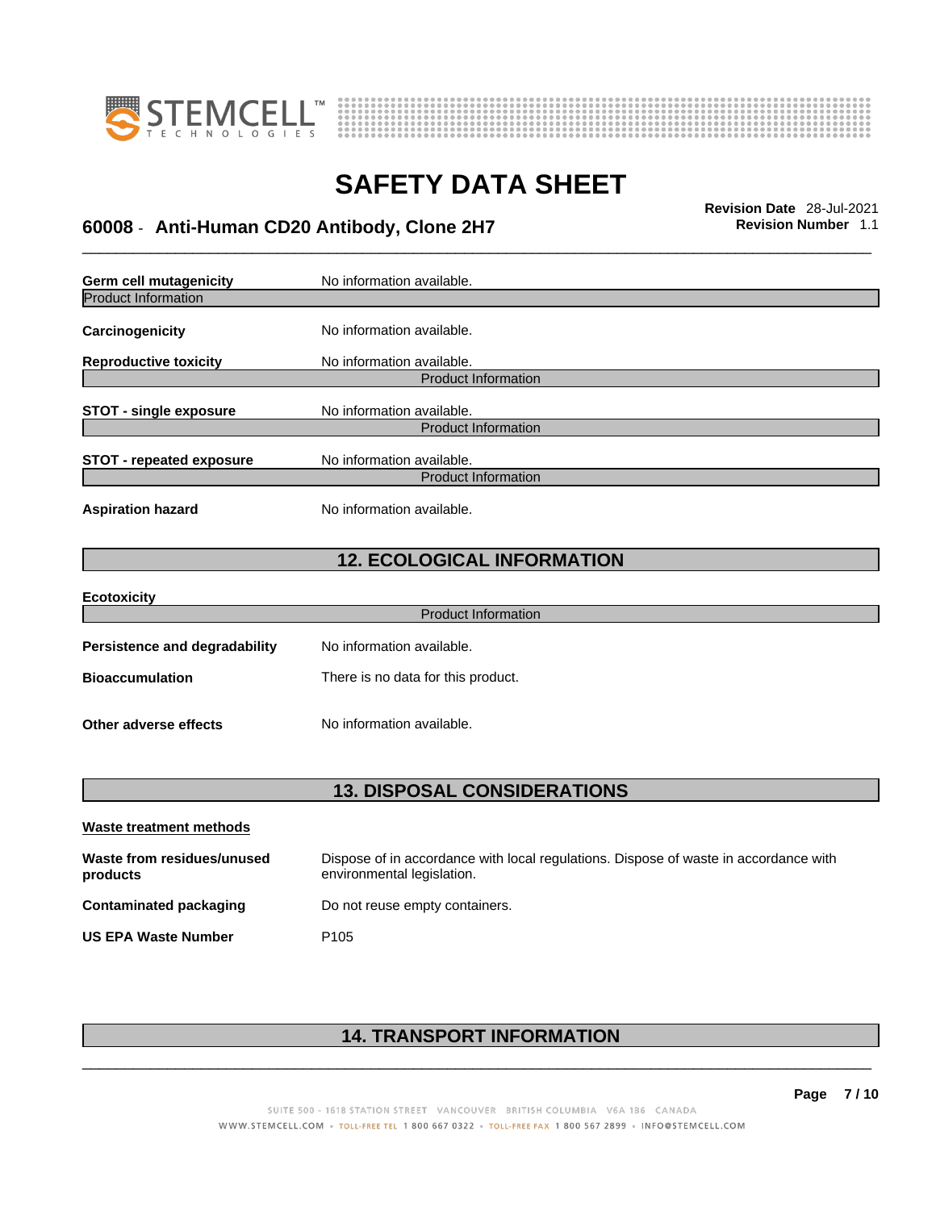| | |
|---|---|
| **Germ cell mutagenicity** | No information available. |

Product Information

| | |
|---|---|
| **Carcinogenicity** | No information available. |
| **Reproductive toxicity** | No information available. |

Product Information

| | |
|---|---|
| **STOT - single exposure** | No information available. |

Product Information

| | |
|---|---|
| **STOT - repeated exposure** | No information available. |

Product Information

| | |
|---|---|
| **Aspiration hazard** | No information available. |

## 12. ECOLOGICAL INFORMATION

**Ecotoxicity**

Product Information

| | |
|---|---|
| **Persistence and degradability** | No information available. |
| **Bioaccumulation** | There is no data for this product. |
| **Other adverse effects** | No information available. |

## 13. DISPOSAL CONSIDERATIONS

**Waste treatment methods**

| | |
|---|---|
| **Waste from residues/unused products** | Dispose of in accordance with local regulations. Dispose of waste in accordance with environmental legislation. |
| **Contaminated packaging** | Do not reuse empty containers. |
| **US EPA Waste Number** | P105 |

## 14. TRANSPORT INFORMATION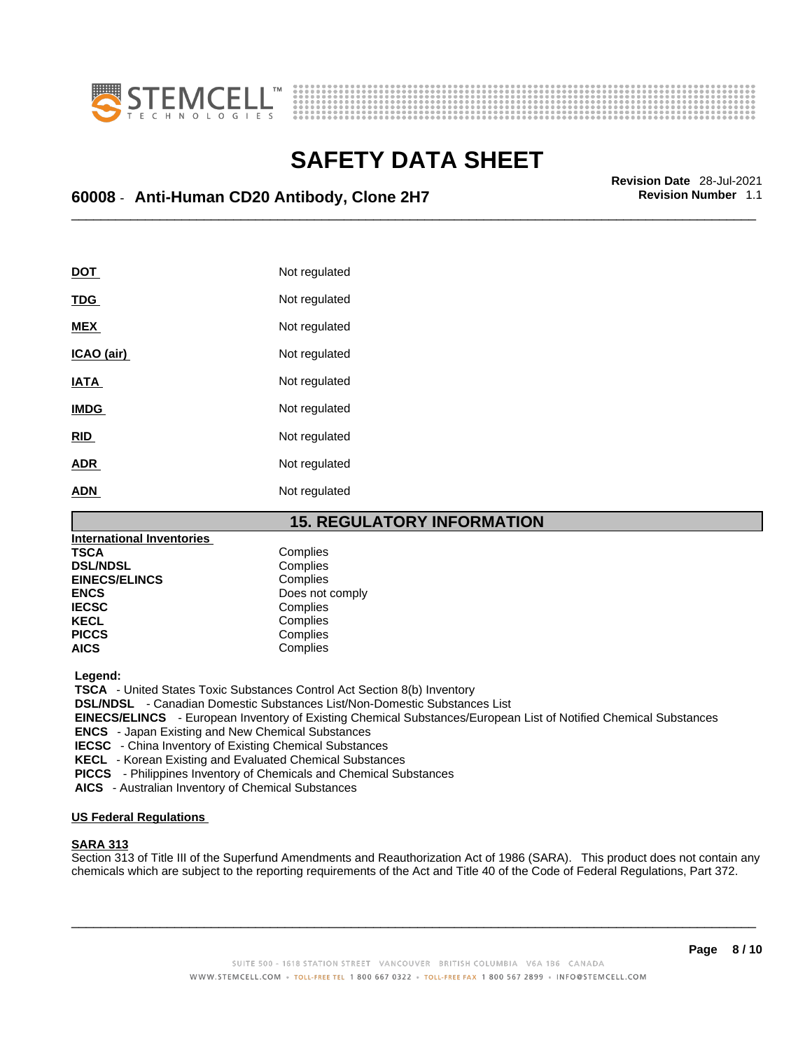| | |
|---|---|
| **DOT** | Not regulated |
| **TDG** | Not regulated |
| **MEX** | Not regulated |
| **ICAO (air)** | Not regulated |
| **IATA** | Not regulated |
| **IMDG** | Not regulated |
| **RID** | Not regulated |
| **ADR** | Not regulated |
| **ADN** | Not regulated |

## 15. REGULATORY INFORMATION

**International Inventories**

| | |
|---|---|
| **TSCA** | Complies |
| **DSL/NDSL** | Complies |
| **EINECS/ELINCS** | Complies |
| **ENCS** | Does not comply |
| **IECSC** | Complies |
| **KECL** | Complies |
| **PICCS** | Complies |
| **AICS** | Complies |

**Legend:**
**TSCA** - United States Toxic Substances Control Act Section 8(b) Inventory
**DSL/NDSL** - Canadian Domestic Substances List/Non-Domestic Substances List
**EINECS/ELINCS** - European Inventory of Existing Chemical Substances/European List of Notified Chemical Substances
**ENCS** - Japan Existing and New Chemical Substances
**IECSC** - China Inventory of Existing Chemical Substances
**KECL** - Korean Existing and Evaluated Chemical Substances
**PICCS** - Philippines Inventory of Chemicals and Chemical Substances
**AICS** - Australian Inventory of Chemical Substances

**US Federal Regulations**

**SARA 313**
Section 313 of Title III of the Superfund Amendments and Reauthorization Act of 1986 (SARA). This product does not contain any chemicals which are subject to the reporting requirements of the Act and Title 40 of the Code of Federal Regulations, Part 372.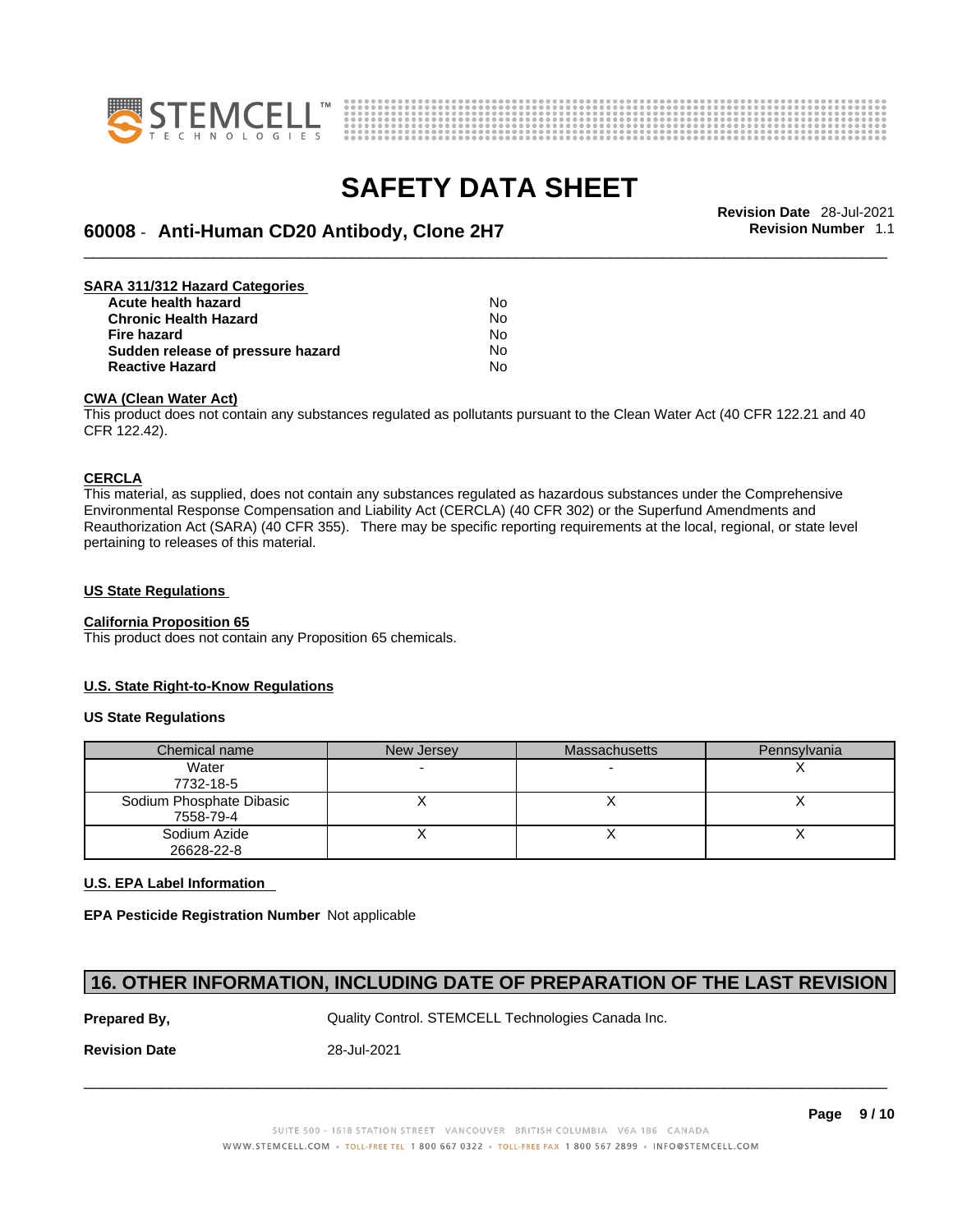#### SARA 311/312 Hazard Categories

| | |
|---|---|
| **Acute health hazard** | No |
| **Chronic Health Hazard** | No |
| **Fire hazard** | No |
| **Sudden release of pressure hazard** | No |
| **Reactive Hazard** | No |

#### CWA (Clean Water Act)

This product does not contain any substances regulated as pollutants pursuant to the Clean Water Act (40 CFR 122.21 and 40 CFR 122.42).

#### CERCLA

This material, as supplied, does not contain any substances regulated as hazardous substances under the Comprehensive Environmental Response Compensation and Liability Act (CERCLA) (40 CFR 302) or the Superfund Amendments and Reauthorization Act (SARA) (40 CFR 355). There may be specific reporting requirements at the local, regional, or state level pertaining to releases of this material.

#### US State Regulations

#### California Proposition 65

This product does not contain any Proposition 65 chemicals.

#### U.S. State Right-to-Know Regulations

**US State Regulations**

| Chemical name | New Jersey | Massachusetts | Pennsylvania |
|---|---|---|---|
| Water<br>7732-18-5 | - | - | X |
| Sodium Phosphate Dibasic<br>7558-79-4 | X | X | X |
| Sodium Azide<br>26628-22-8 | X | X | X |

#### U.S. EPA Label Information

**EPA Pesticide Registration Number** Not applicable

## 16. OTHER INFORMATION, INCLUDING DATE OF PREPARATION OF THE LAST REVISION

**Prepared By,** Quality Control. STEMCELL Technologies Canada Inc.

**Revision Date** 28-Jul-2021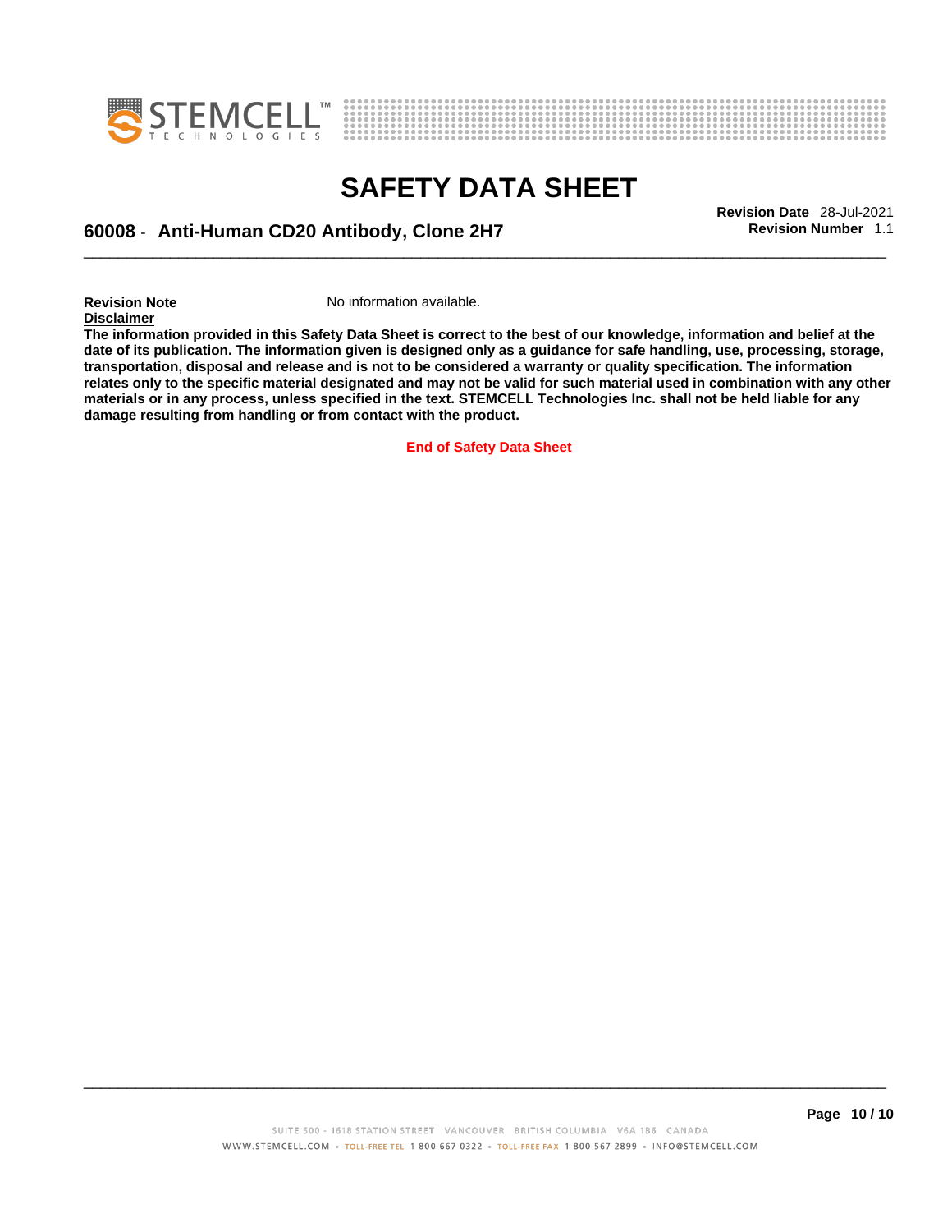**Revision Note** No information available.

**Disclaimer**

**The information provided in this Safety Data Sheet is correct to the best of our knowledge, information and belief at the date of its publication. The information given is designed only as a guidance for safe handling, use, processing, storage, transportation, disposal and release and is not to be considered a warranty or quality specification. The information relates only to the specific material designated and may not be valid for such material used in combination with any other materials or in any process, unless specified in the text. STEMCELL Technologies Inc. shall not be held liable for any damage resulting from handling or from contact with the product.**

**End of Safety Data Sheet**